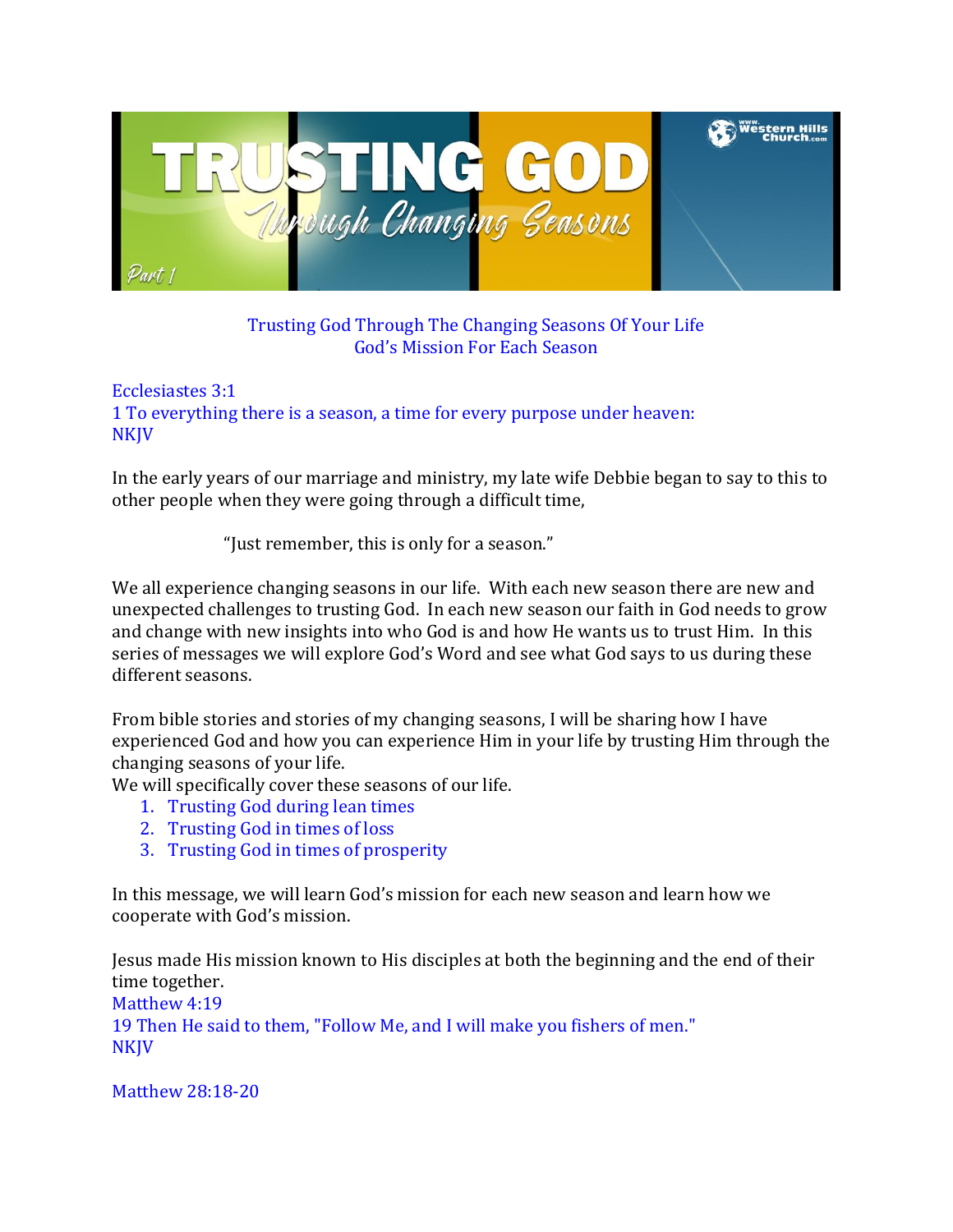# TRUSTING GOD

## Through Changing Seasons

Part 1

Trusting God Through The Changing Seasons Of Your Life
God's Mission For Each Season

Ecclesiastes 3:1
1 To everything there is a season, a time for every purpose under heaven:
NKJV

In the early years of our marriage and ministry, my late wife Debbie began to say to this to other people when they were going through a difficult time,

"Just remember, this is only for a season."

We all experience changing seasons in our life. With each new season there are new and unexpected challenges to trusting God. In each new season our faith in God needs to grow and change with new insights into who God is and how He wants us to trust Him. In this series of messages we will explore God's Word and see what God says to us during these different seasons.

From bible stories and stories of my changing seasons, I will be sharing how I have experienced God and how you can experience Him in your life by trusting Him through the changing seasons of your life.
We will specifically cover these seasons of our life.

1. Trusting God during lean times
2. Trusting God in times of loss
3. Trusting God in times of prosperity

In this message, we will learn God's mission for each new season and learn how we cooperate with God's mission.

Jesus made His mission known to His disciples at both the beginning and the end of their time together.
Matthew 4:19
19 Then He said to them, "Follow Me, and I will make you fishers of men."
NKJV

Matthew 28:18-20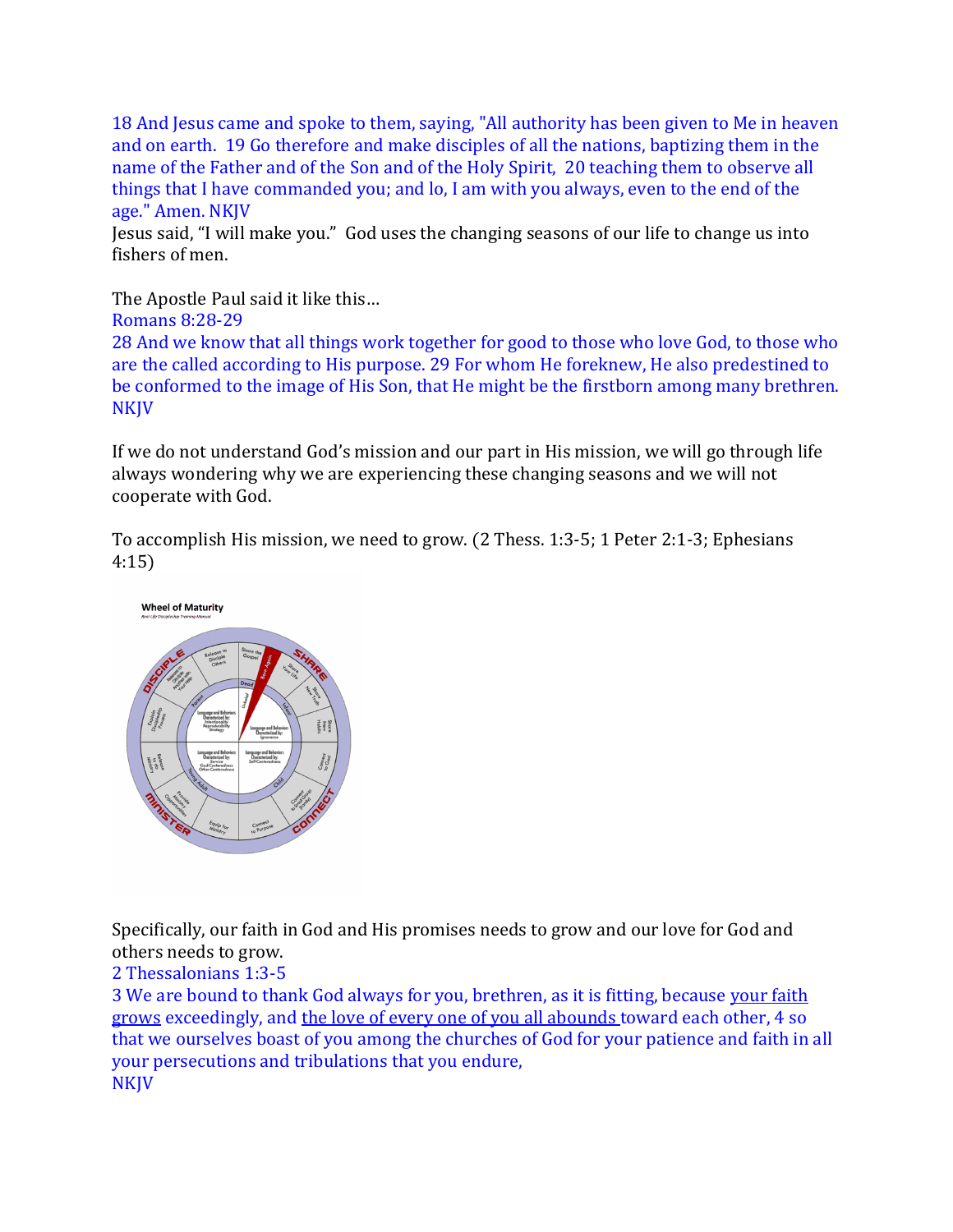18 And Jesus came and spoke to them, saying, "All authority has been given to Me in heaven and on earth. 19 Go therefore and make disciples of all the nations, baptizing them in the name of the Father and of the Son and of the Holy Spirit, 20 teaching them to observe all things that I have commanded you; and lo, I am with you always, even to the end of the age." Amen. NKJV

Jesus said, "I will make you." God uses the changing seasons of our life to change us into fishers of men.

The Apostle Paul said it like this…

Romans 8:28-29

28 And we know that all things work together for good to those who love God, to those who are the called according to His purpose. 29 For whom He foreknew, He also predestined to be conformed to the image of His Son, that He might be the firstborn among many brethren. NKJV

If we do not understand God's mission and our part in His mission, we will go through life always wondering why we are experiencing these changing seasons and we will not cooperate with God.

To accomplish His mission, we need to grow. (2 Thess. 1:3-5; 1 Peter 2:1-3; Ephesians 4:15)

Specifically, our faith in God and His promises needs to grow and our love for God and others needs to grow.

2 Thessalonians 1:3-5

3 We are bound to thank God always for you, brethren, as it is fitting, because your faith grows exceedingly, and the love of every one of you all abounds toward each other, 4 so that we ourselves boast of you among the churches of God for your patience and faith in all your persecutions and tribulations that you endure,

NKJV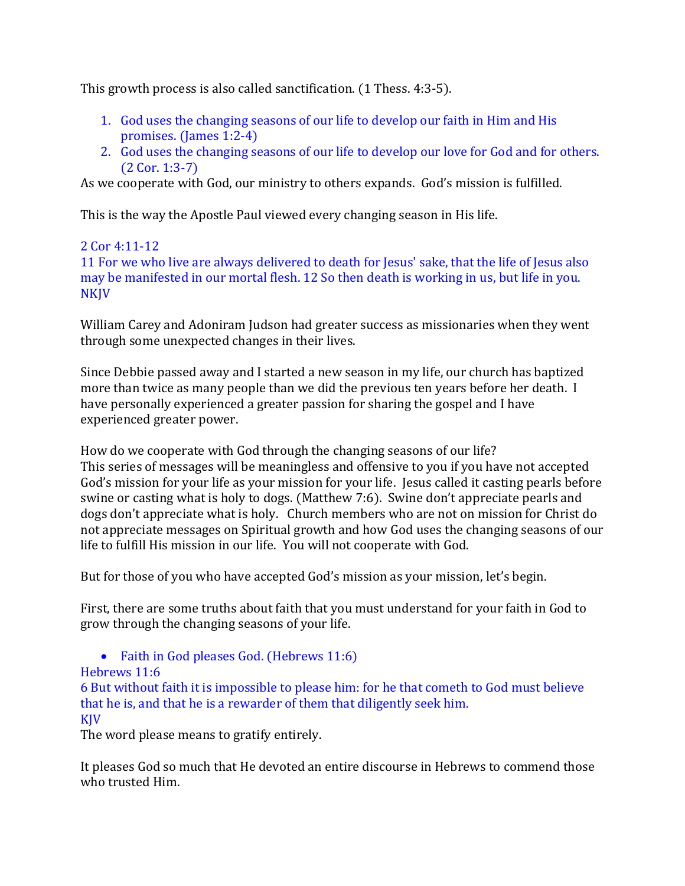This growth process is also called sanctification. (1 Thess. 4:3-5).

1. God uses the changing seasons of our life to develop our faith in Him and His promises. (James 1:2-4)
2. God uses the changing seasons of our life to develop our love for God and for others. (2 Cor. 1:3-7)

As we cooperate with God, our ministry to others expands. God's mission is fulfilled.

This is the way the Apostle Paul viewed every changing season in His life.

2 Cor 4:11-12
11 For we who live are always delivered to death for Jesus' sake, that the life of Jesus also may be manifested in our mortal flesh. 12 So then death is working in us, but life in you.
NKJV

William Carey and Adoniram Judson had greater success as missionaries when they went through some unexpected changes in their lives.

Since Debbie passed away and I started a new season in my life, our church has baptized more than twice as many people than we did the previous ten years before her death. I have personally experienced a greater passion for sharing the gospel and I have experienced greater power.

How do we cooperate with God through the changing seasons of our life?
This series of messages will be meaningless and offensive to you if you have not accepted God's mission for your life as your mission for your life. Jesus called it casting pearls before swine or casting what is holy to dogs. (Matthew 7:6). Swine don't appreciate pearls and dogs don't appreciate what is holy. Church members who are not on mission for Christ do not appreciate messages on Spiritual growth and how God uses the changing seasons of our life to fulfill His mission in our life. You will not cooperate with God.

But for those of you who have accepted God's mission as your mission, let's begin.

First, there are some truths about faith that you must understand for your faith in God to grow through the changing seasons of your life.

- Faith in God pleases God. (Hebrews 11:6)

Hebrews 11:6
6 But without faith it is impossible to please him: for he that cometh to God must believe that he is, and that he is a rewarder of them that diligently seek him.
KJV
The word please means to gratify entirely.

It pleases God so much that He devoted an entire discourse in Hebrews to commend those who trusted Him.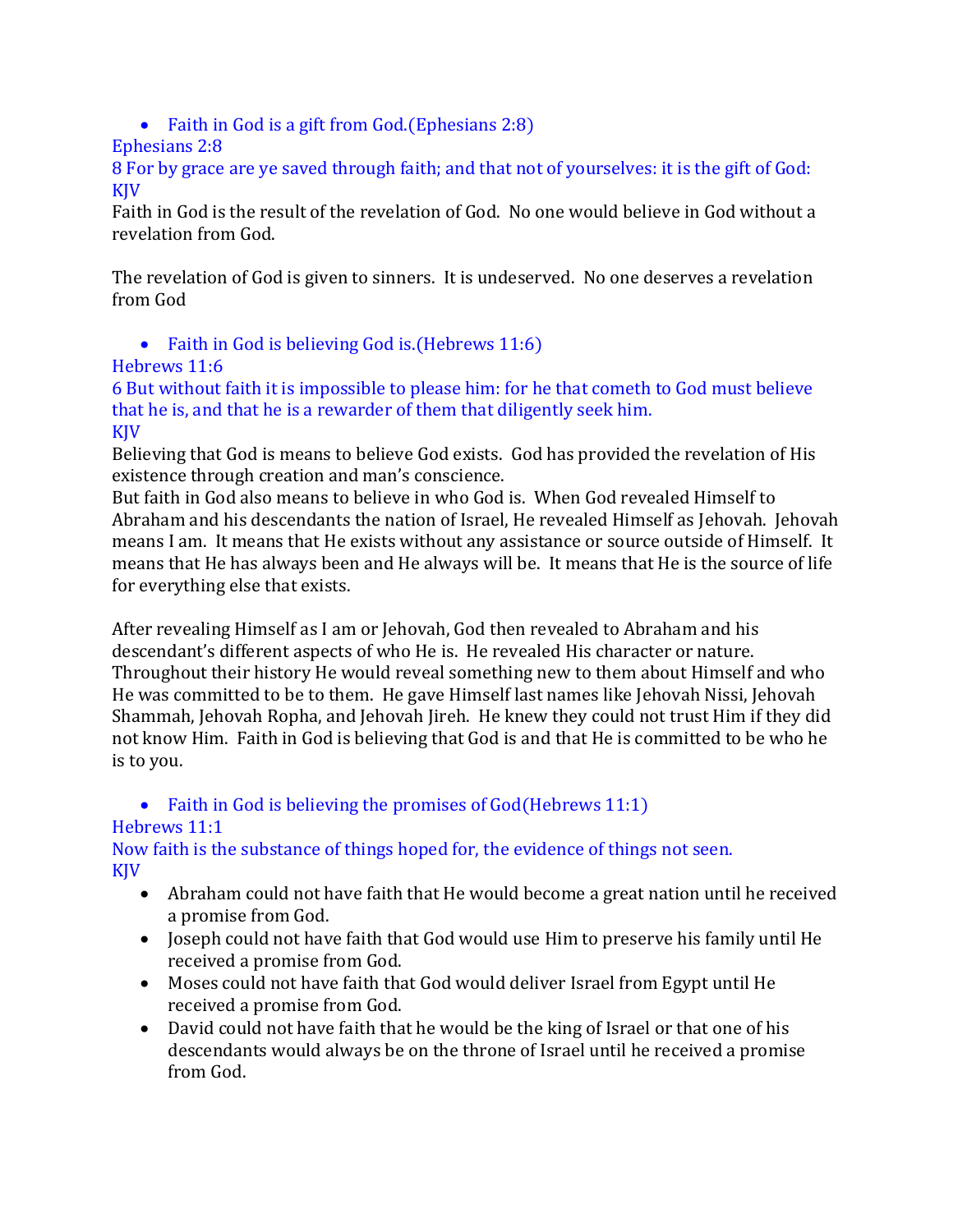- Faith in God is a gift from God.(Ephesians 2:8)

Ephesians 2:8
8 For by grace are ye saved through faith; and that not of yourselves: it is the gift of God:
KJV

Faith in God is the result of the revelation of God. No one would believe in God without a revelation from God.

The revelation of God is given to sinners. It is undeserved. No one deserves a revelation from God

- Faith in God is believing God is.(Hebrews 11:6)

Hebrews 11:6
6 But without faith it is impossible to please him: for he that cometh to God must believe that he is, and that he is a rewarder of them that diligently seek him.
KJV

Believing that God is means to believe God exists. God has provided the revelation of His existence through creation and man's conscience.
But faith in God also means to believe in who God is. When God revealed Himself to Abraham and his descendants the nation of Israel, He revealed Himself as Jehovah. Jehovah means I am. It means that He exists without any assistance or source outside of Himself. It means that He has always been and He always will be. It means that He is the source of life for everything else that exists.

After revealing Himself as I am or Jehovah, God then revealed to Abraham and his descendant's different aspects of who He is. He revealed His character or nature. Throughout their history He would reveal something new to them about Himself and who He was committed to be to them. He gave Himself last names like Jehovah Nissi, Jehovah Shammah, Jehovah Ropha, and Jehovah Jireh. He knew they could not trust Him if they did not know Him. Faith in God is believing that God is and that He is committed to be who he is to you.

- Faith in God is believing the promises of God(Hebrews 11:1)

Hebrews 11:1
Now faith is the substance of things hoped for, the evidence of things not seen.
KJV

- Abraham could not have faith that He would become a great nation until he received a promise from God.
- Joseph could not have faith that God would use Him to preserve his family until He received a promise from God.
- Moses could not have faith that God would deliver Israel from Egypt until He received a promise from God.
- David could not have faith that he would be the king of Israel or that one of his descendants would always be on the throne of Israel until he received a promise from God.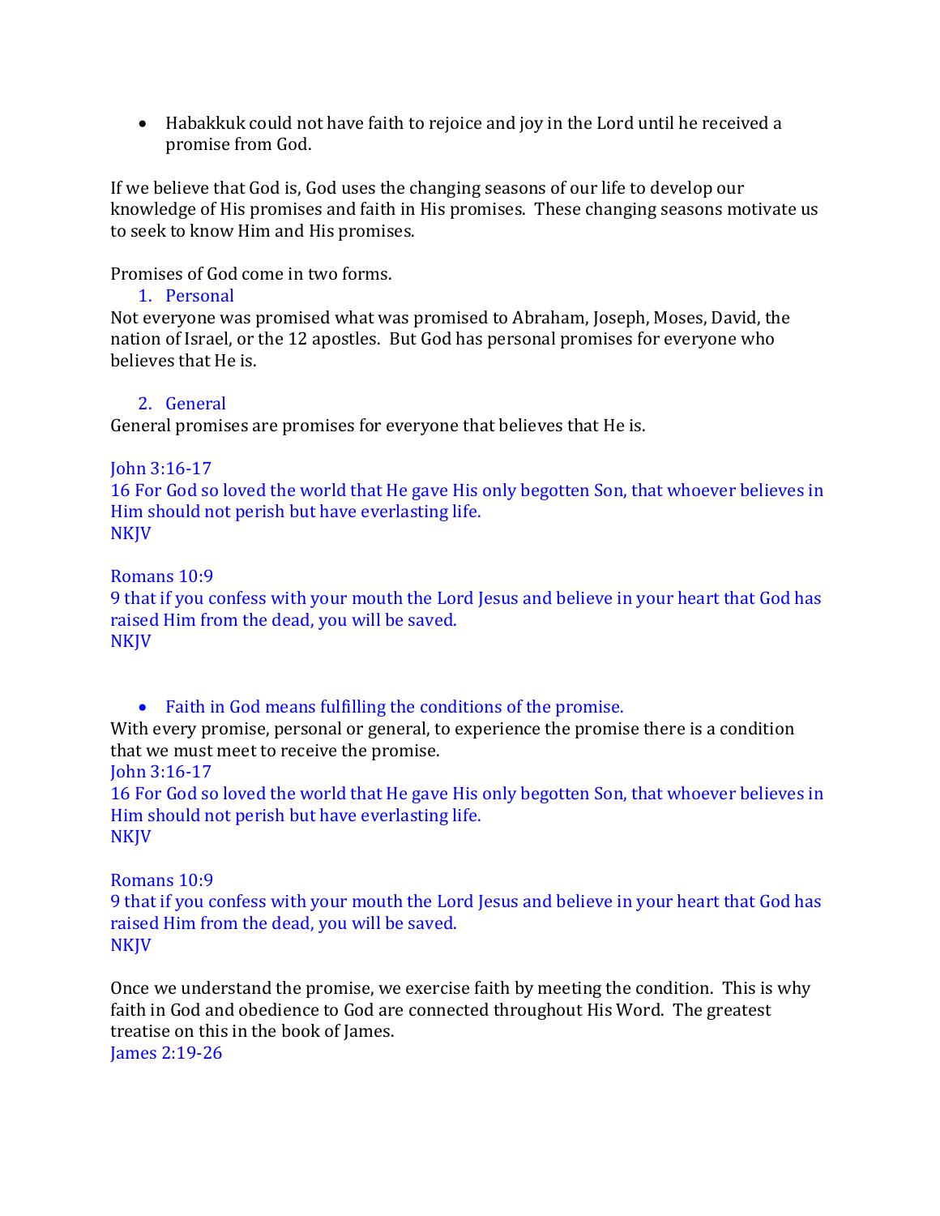- Habakkuk could not have faith to rejoice and joy in the Lord until he received a promise from God.

If we believe that God is, God uses the changing seasons of our life to develop our knowledge of His promises and faith in His promises. These changing seasons motivate us to seek to know Him and His promises.

Promises of God come in two forms.

1. Personal

Not everyone was promised what was promised to Abraham, Joseph, Moses, David, the nation of Israel, or the 12 apostles. But God has personal promises for everyone who believes that He is.

2. General

General promises are promises for everyone that believes that He is.

John 3:16-17
16 For God so loved the world that He gave His only begotten Son, that whoever believes in Him should not perish but have everlasting life.
NKJV

Romans 10:9
9 that if you confess with your mouth the Lord Jesus and believe in your heart that God has raised Him from the dead, you will be saved.
NKJV

- Faith in God means fulfilling the conditions of the promise.

With every promise, personal or general, to experience the promise there is a condition that we must meet to receive the promise.

John 3:16-17
16 For God so loved the world that He gave His only begotten Son, that whoever believes in Him should not perish but have everlasting life.
NKJV

Romans 10:9
9 that if you confess with your mouth the Lord Jesus and believe in your heart that God has raised Him from the dead, you will be saved.
NKJV

Once we understand the promise, we exercise faith by meeting the condition. This is why faith in God and obedience to God are connected throughout His Word. The greatest treatise on this in the book of James.

James 2:19-26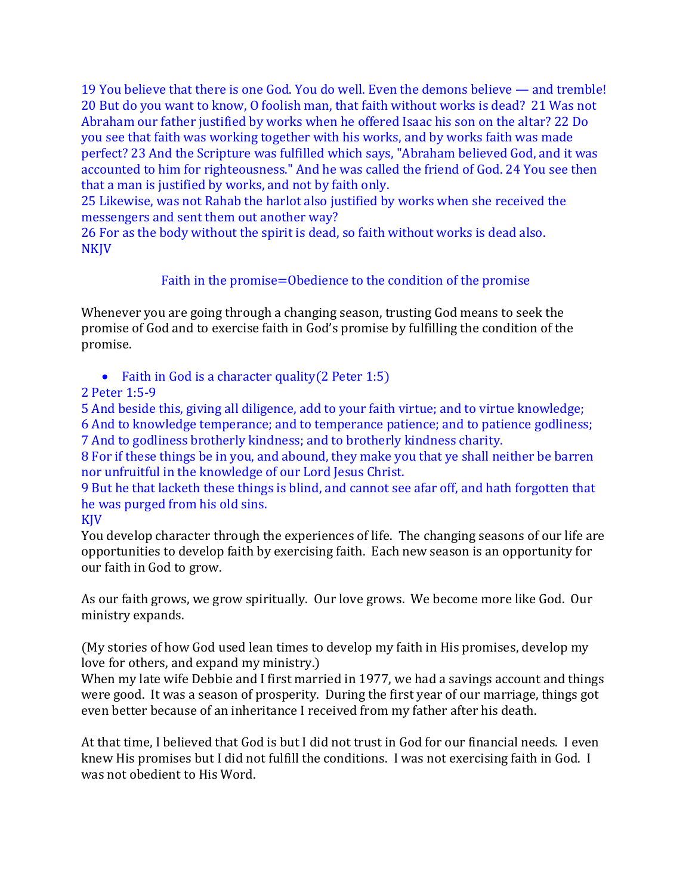19 You believe that there is one God. You do well. Even the demons believe — and tremble!
20 But do you want to know, O foolish man, that faith without works is dead? 21 Was not Abraham our father justified by works when he offered Isaac his son on the altar? 22 Do you see that faith was working together with his works, and by works faith was made perfect? 23 And the Scripture was fulfilled which says, "Abraham believed God, and it was accounted to him for righteousness." And he was called the friend of God. 24 You see then that a man is justified by works, and not by faith only.
25 Likewise, was not Rahab the harlot also justified by works when she received the messengers and sent them out another way?
26 For as the body without the spirit is dead, so faith without works is dead also.
NKJV

Faith in the promise=Obedience to the condition of the promise

Whenever you are going through a changing season, trusting God means to seek the promise of God and to exercise faith in God's promise by fulfilling the condition of the promise.

- Faith in God is a character quality(2 Peter 1:5)

2 Peter 1:5-9
5 And beside this, giving all diligence, add to your faith virtue; and to virtue knowledge;
6 And to knowledge temperance; and to temperance patience; and to patience godliness;
7 And to godliness brotherly kindness; and to brotherly kindness charity.
8 For if these things be in you, and abound, they make you that ye shall neither be barren nor unfruitful in the knowledge of our Lord Jesus Christ.
9 But he that lacketh these things is blind, and cannot see afar off, and hath forgotten that he was purged from his old sins.
KJV
You develop character through the experiences of life. The changing seasons of our life are opportunities to develop faith by exercising faith. Each new season is an opportunity for our faith in God to grow.

As our faith grows, we grow spiritually. Our love grows. We become more like God. Our ministry expands.

(My stories of how God used lean times to develop my faith in His promises, develop my love for others, and expand my ministry.)
When my late wife Debbie and I first married in 1977, we had a savings account and things were good. It was a season of prosperity. During the first year of our marriage, things got even better because of an inheritance I received from my father after his death.

At that time, I believed that God is but I did not trust in God for our financial needs. I even knew His promises but I did not fulfill the conditions. I was not exercising faith in God. I was not obedient to His Word.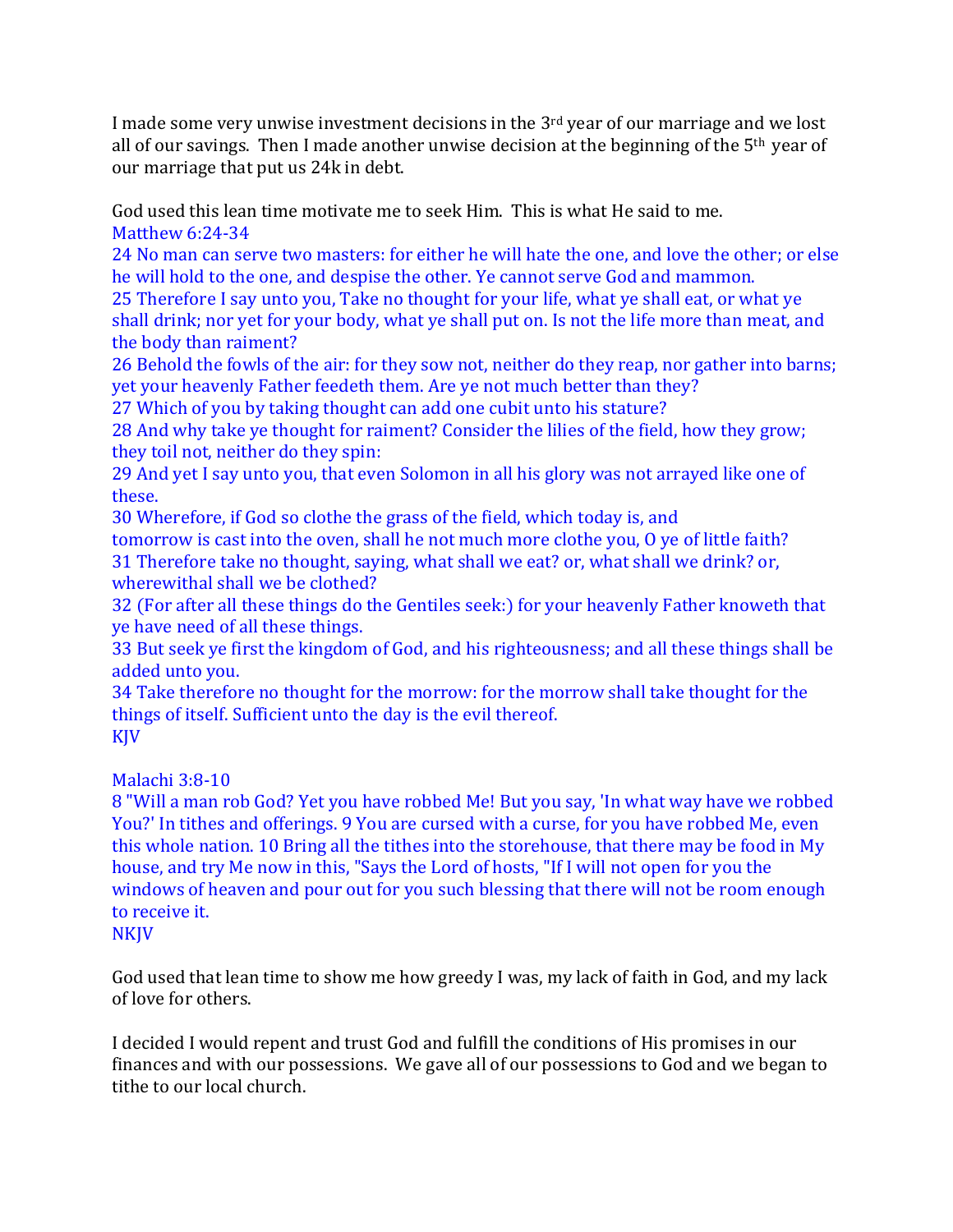I made some very unwise investment decisions in the 3rd year of our marriage and we lost all of our savings. Then I made another unwise decision at the beginning of the 5th year of our marriage that put us 24k in debt.

God used this lean time motivate me to seek Him. This is what He said to me.

Matthew 6:24-34

24 No man can serve two masters: for either he will hate the one, and love the other; or else he will hold to the one, and despise the other. Ye cannot serve God and mammon.

25 Therefore I say unto you, Take no thought for your life, what ye shall eat, or what ye shall drink; nor yet for your body, what ye shall put on. Is not the life more than meat, and the body than raiment?

26 Behold the fowls of the air: for they sow not, neither do they reap, nor gather into barns; yet your heavenly Father feedeth them. Are ye not much better than they?

27 Which of you by taking thought can add one cubit unto his stature?

28 And why take ye thought for raiment? Consider the lilies of the field, how they grow; they toil not, neither do they spin:

29 And yet I say unto you, that even Solomon in all his glory was not arrayed like one of these.

30 Wherefore, if God so clothe the grass of the field, which today is, and tomorrow is cast into the oven, shall he not much more clothe you, O ye of little faith?

31 Therefore take no thought, saying, what shall we eat? or, what shall we drink? or, wherewithal shall we be clothed?

32 (For after all these things do the Gentiles seek:) for your heavenly Father knoweth that ye have need of all these things.

33 But seek ye first the kingdom of God, and his righteousness; and all these things shall be added unto you.

34 Take therefore no thought for the morrow: for the morrow shall take thought for the things of itself. Sufficient unto the day is the evil thereof.

KJV

Malachi 3:8-10

8 "Will a man rob God? Yet you have robbed Me! But you say, 'In what way have we robbed You?' In tithes and offerings. 9 You are cursed with a curse, for you have robbed Me, even this whole nation. 10 Bring all the tithes into the storehouse, that there may be food in My house, and try Me now in this, "Says the Lord of hosts, "If I will not open for you the windows of heaven and pour out for you such blessing that there will not be room enough to receive it.

NKJV

God used that lean time to show me how greedy I was, my lack of faith in God, and my lack of love for others.

I decided I would repent and trust God and fulfill the conditions of His promises in our finances and with our possessions. We gave all of our possessions to God and we began to tithe to our local church.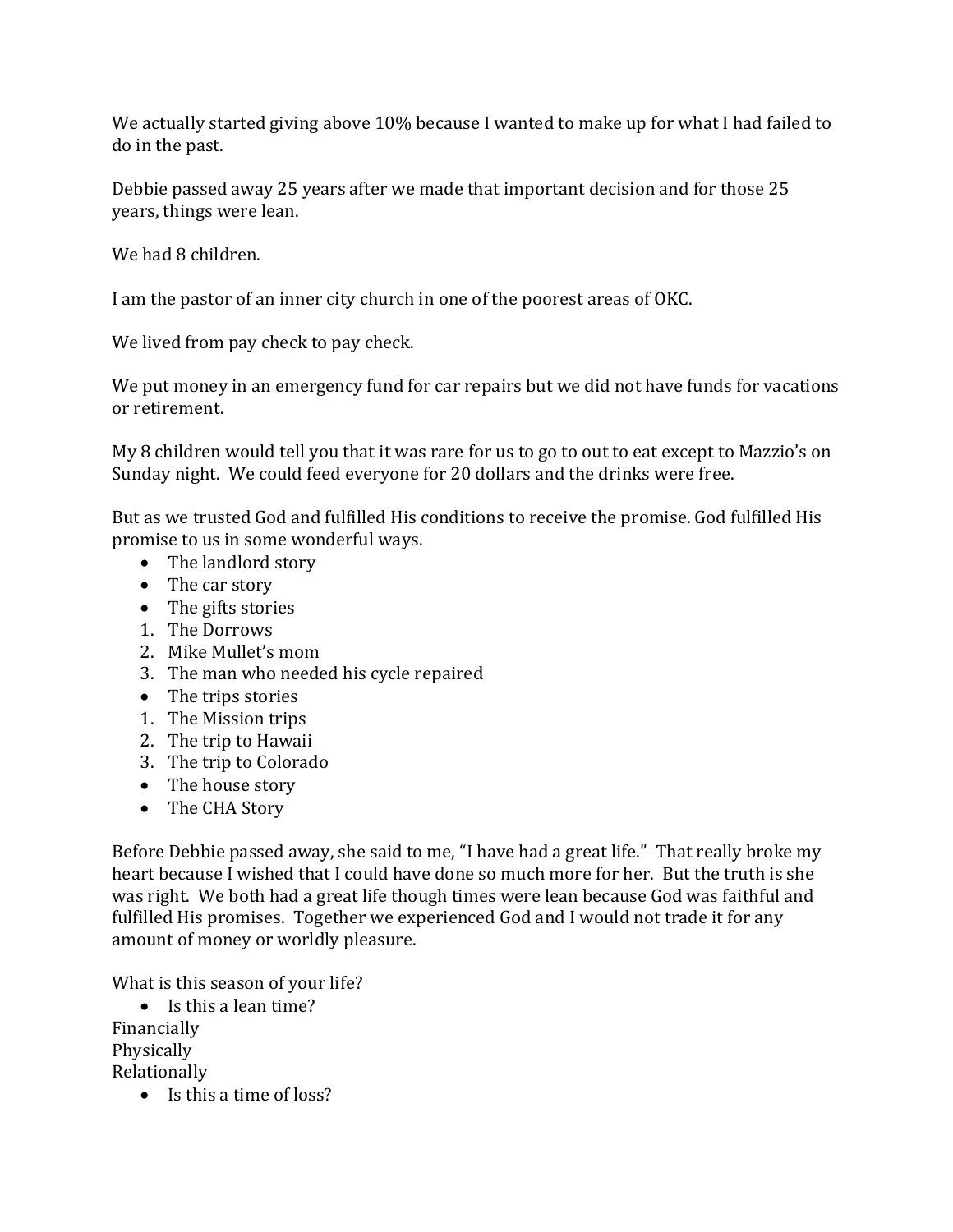We actually started giving above 10% because I wanted to make up for what I had failed to do in the past.

Debbie passed away 25 years after we made that important decision and for those 25 years, things were lean.

We had 8 children.

I am the pastor of an inner city church in one of the poorest areas of OKC.

We lived from pay check to pay check.

We put money in an emergency fund for car repairs but we did not have funds for vacations or retirement.

My 8 children would tell you that it was rare for us to go to out to eat except to Mazzio's on Sunday night. We could feed everyone for 20 dollars and the drinks were free.

But as we trusted God and fulfilled His conditions to receive the promise. God fulfilled His promise to us in some wonderful ways.

- The landlord story
- The car story
- The gifts stories
  1. The Dorrows
  2. Mike Mullet's mom
  3. The man who needed his cycle repaired
- The trips stories
  1. The Mission trips
  2. The trip to Hawaii
  3. The trip to Colorado
- The house story
- The CHA Story

Before Debbie passed away, she said to me, "I have had a great life." That really broke my heart because I wished that I could have done so much more for her. But the truth is she was right. We both had a great life though times were lean because God was faithful and fulfilled His promises. Together we experienced God and I would not trade it for any amount of money or worldly pleasure.

What is this season of your life?

- Is this a lean time?

Financially
Physically
Relationally

- Is this a time of loss?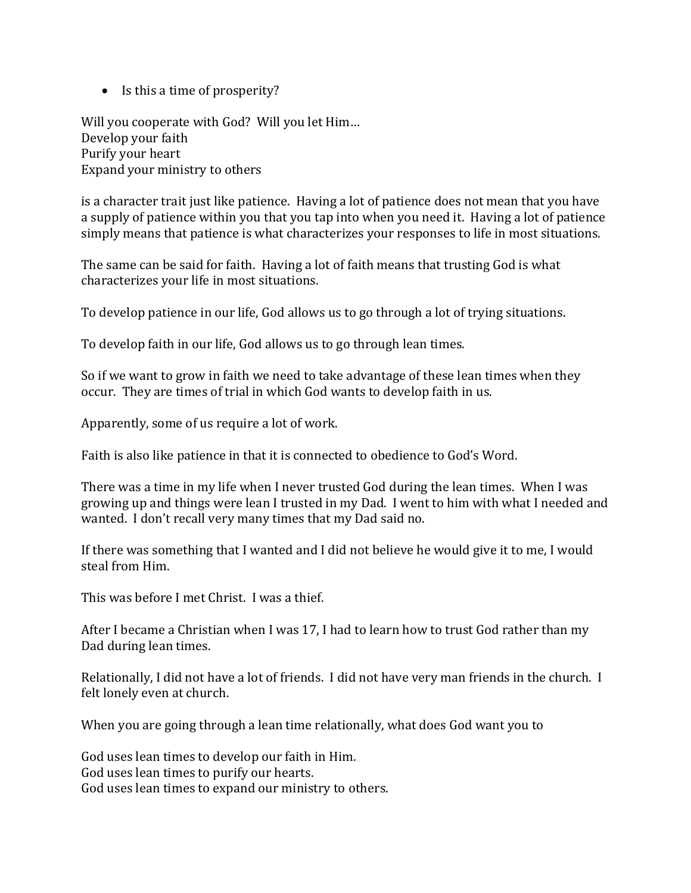- Is this a time of prosperity?

Will you cooperate with God? Will you let Him…
Develop your faith
Purify your heart
Expand your ministry to others

is a character trait just like patience. Having a lot of patience does not mean that you have a supply of patience within you that you tap into when you need it. Having a lot of patience simply means that patience is what characterizes your responses to life in most situations.

The same can be said for faith. Having a lot of faith means that trusting God is what characterizes your life in most situations.

To develop patience in our life, God allows us to go through a lot of trying situations.

To develop faith in our life, God allows us to go through lean times.

So if we want to grow in faith we need to take advantage of these lean times when they occur. They are times of trial in which God wants to develop faith in us.

Apparently, some of us require a lot of work.

Faith is also like patience in that it is connected to obedience to God's Word.

There was a time in my life when I never trusted God during the lean times. When I was growing up and things were lean I trusted in my Dad. I went to him with what I needed and wanted. I don't recall very many times that my Dad said no.

If there was something that I wanted and I did not believe he would give it to me, I would steal from Him.

This was before I met Christ. I was a thief.

After I became a Christian when I was 17, I had to learn how to trust God rather than my Dad during lean times.

Relationally, I did not have a lot of friends. I did not have very man friends in the church. I felt lonely even at church.

When you are going through a lean time relationally, what does God want you to

God uses lean times to develop our faith in Him.
God uses lean times to purify our hearts.
God uses lean times to expand our ministry to others.